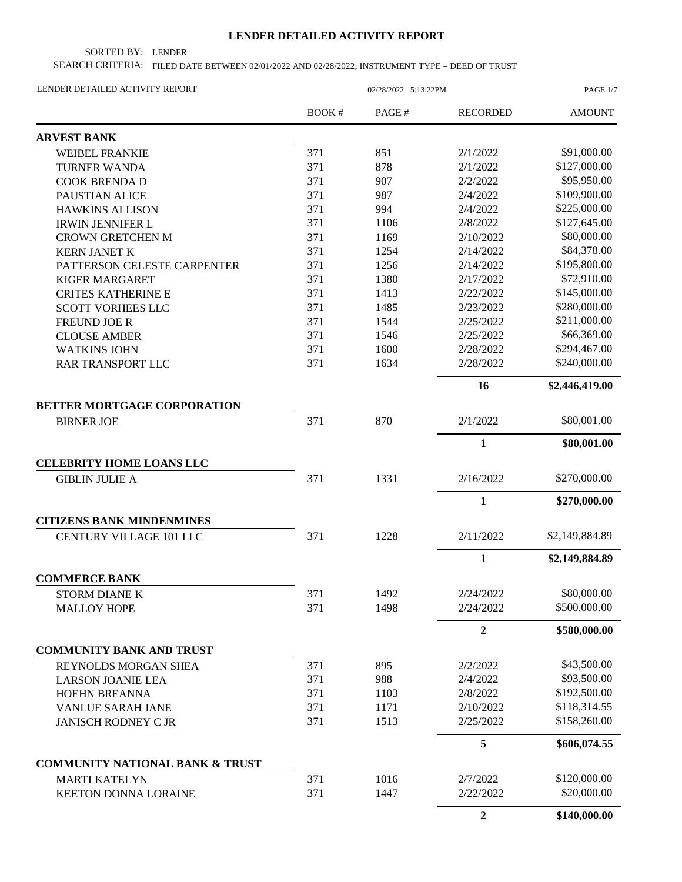# LENDER DETAILED ACTIVITY REPORT

SORTED BY: LENDER

SEARCH CRITERIA: FILED DATE BETWEEN 02/01/2022 AND 02/28/2022; INSTRUMENT TYPE = DEED OF TRUST

LENDER DETAILED ACTIVITY REPORT — 02/28/2022 5:13:22PM

| | BOOK # | PAGE # | RECORDED | AMOUNT |
|---|---|---|---|---|
| **ARVEST BANK** | | | | |
| WEIBEL FRANKIE | 371 | 851 | 2/1/2022 | $91,000.00 |
| TURNER WANDA | 371 | 878 | 2/1/2022 | $127,000.00 |
| COOK BRENDA D | 371 | 907 | 2/2/2022 | $95,950.00 |
| PAUSTIAN ALICE | 371 | 987 | 2/4/2022 | $109,900.00 |
| HAWKINS ALLISON | 371 | 994 | 2/4/2022 | $225,000.00 |
| IRWIN JENNIFER L | 371 | 1106 | 2/8/2022 | $127,645.00 |
| CROWN GRETCHEN M | 371 | 1169 | 2/10/2022 | $80,000.00 |
| KERN JANET K | 371 | 1254 | 2/14/2022 | $84,378.00 |
| PATTERSON CELESTE CARPENTER | 371 | 1256 | 2/14/2022 | $195,800.00 |
| KIGER MARGARET | 371 | 1380 | 2/17/2022 | $72,910.00 |
| CRITES KATHERINE E | 371 | 1413 | 2/22/2022 | $145,000.00 |
| SCOTT VORHEES LLC | 371 | 1485 | 2/23/2022 | $280,000.00 |
| FREUND JOE R | 371 | 1544 | 2/25/2022 | $211,000.00 |
| CLOUSE AMBER | 371 | 1546 | 2/25/2022 | $66,369.00 |
| WATKINS JOHN | 371 | 1600 | 2/28/2022 | $294,467.00 |
| RAR TRANSPORT LLC | 371 | 1634 | 2/28/2022 | $240,000.00 |
| | | | **16** | **$2,446,419.00** |
| **BETTER MORTGAGE CORPORATION** | | | | |
| BIRNER JOE | 371 | 870 | 2/1/2022 | $80,001.00 |
| | | | **1** | **$80,001.00** |
| **CELEBRITY HOME LOANS LLC** | | | | |
| GIBLIN JULIE A | 371 | 1331 | 2/16/2022 | $270,000.00 |
| | | | **1** | **$270,000.00** |
| **CITIZENS BANK MINDENMINES** | | | | |
| CENTURY VILLAGE 101 LLC | 371 | 1228 | 2/11/2022 | $2,149,884.89 |
| | | | **1** | **$2,149,884.89** |
| **COMMERCE BANK** | | | | |
| STORM DIANE K | 371 | 1492 | 2/24/2022 | $80,000.00 |
| MALLOY HOPE | 371 | 1498 | 2/24/2022 | $500,000.00 |
| | | | **2** | **$580,000.00** |
| **COMMUNITY BANK AND TRUST** | | | | |
| REYNOLDS MORGAN SHEA | 371 | 895 | 2/2/2022 | $43,500.00 |
| LARSON JOANIE LEA | 371 | 988 | 2/4/2022 | $93,500.00 |
| HOEHN BREANNA | 371 | 1103 | 2/8/2022 | $192,500.00 |
| VANLUE SARAH JANE | 371 | 1171 | 2/10/2022 | $118,314.55 |
| JANISCH RODNEY C JR | 371 | 1513 | 2/25/2022 | $158,260.00 |
| | | | **5** | **$606,074.55** |
| **COMMUNITY NATIONAL BANK & TRUST** | | | | |
| MARTI KATELYN | 371 | 1016 | 2/7/2022 | $120,000.00 |
| KEETON DONNA LORAINE | 371 | 1447 | 2/22/2022 | $20,000.00 |
| | | | **2** | **$140,000.00** |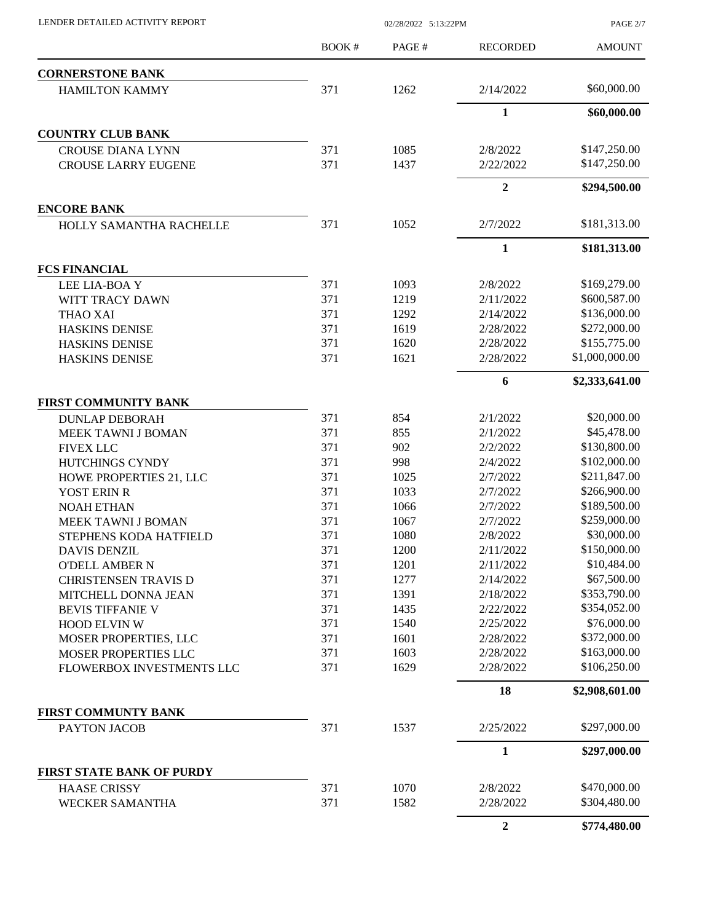| | BOOK # | PAGE # | RECORDED | AMOUNT |
|---|---|---|---|---|
| **CORNERSTONE BANK** | | | | |
| HAMILTON KAMMY | 371 | 1262 | 2/14/2022 | $60,000.00 |
| | | | **1** | **$60,000.00** |
| **COUNTRY CLUB BANK** | | | | |
| CROUSE DIANA LYNN | 371 | 1085 | 2/8/2022 | $147,250.00 |
| CROUSE LARRY EUGENE | 371 | 1437 | 2/22/2022 | $147,250.00 |
| | | | **2** | **$294,500.00** |
| **ENCORE BANK** | | | | |
| HOLLY SAMANTHA RACHELLE | 371 | 1052 | 2/7/2022 | $181,313.00 |
| | | | **1** | **$181,313.00** |
| **FCS FINANCIAL** | | | | |
| LEE LIA-BOA Y | 371 | 1093 | 2/8/2022 | $169,279.00 |
| WITT TRACY DAWN | 371 | 1219 | 2/11/2022 | $600,587.00 |
| THAO XAI | 371 | 1292 | 2/14/2022 | $136,000.00 |
| HASKINS DENISE | 371 | 1619 | 2/28/2022 | $272,000.00 |
| HASKINS DENISE | 371 | 1620 | 2/28/2022 | $155,775.00 |
| HASKINS DENISE | 371 | 1621 | 2/28/2022 | $1,000,000.00 |
| | | | **6** | **$2,333,641.00** |
| **FIRST COMMUNITY BANK** | | | | |
| DUNLAP DEBORAH | 371 | 854 | 2/1/2022 | $20,000.00 |
| MEEK TAWNI J BOMAN | 371 | 855 | 2/1/2022 | $45,478.00 |
| FIVEX LLC | 371 | 902 | 2/2/2022 | $130,800.00 |
| HUTCHINGS CYNDY | 371 | 998 | 2/4/2022 | $102,000.00 |
| HOWE PROPERTIES 21, LLC | 371 | 1025 | 2/7/2022 | $211,847.00 |
| YOST ERIN R | 371 | 1033 | 2/7/2022 | $266,900.00 |
| NOAH ETHAN | 371 | 1066 | 2/7/2022 | $189,500.00 |
| MEEK TAWNI J BOMAN | 371 | 1067 | 2/7/2022 | $259,000.00 |
| STEPHENS KODA HATFIELD | 371 | 1080 | 2/8/2022 | $30,000.00 |
| DAVIS DENZIL | 371 | 1200 | 2/11/2022 | $150,000.00 |
| O'DELL AMBER N | 371 | 1201 | 2/11/2022 | $10,484.00 |
| CHRISTENSEN TRAVIS D | 371 | 1277 | 2/14/2022 | $67,500.00 |
| MITCHELL DONNA JEAN | 371 | 1391 | 2/18/2022 | $353,790.00 |
| BEVIS TIFFANIE V | 371 | 1435 | 2/22/2022 | $354,052.00 |
| HOOD ELVIN W | 371 | 1540 | 2/25/2022 | $76,000.00 |
| MOSER PROPERTIES, LLC | 371 | 1601 | 2/28/2022 | $372,000.00 |
| MOSER PROPERTIES LLC | 371 | 1603 | 2/28/2022 | $163,000.00 |
| FLOWERBOX INVESTMENTS LLC | 371 | 1629 | 2/28/2022 | $106,250.00 |
| | | | **18** | **$2,908,601.00** |
| **FIRST COMMUNTY BANK** | | | | |
| PAYTON JACOB | 371 | 1537 | 2/25/2022 | $297,000.00 |
| | | | **1** | **$297,000.00** |
| **FIRST STATE BANK OF PURDY** | | | | |
| HAASE CRISSY | 371 | 1070 | 2/8/2022 | $470,000.00 |
| WECKER SAMANTHA | 371 | 1582 | 2/28/2022 | $304,480.00 |
| | | | **2** | **$774,480.00** |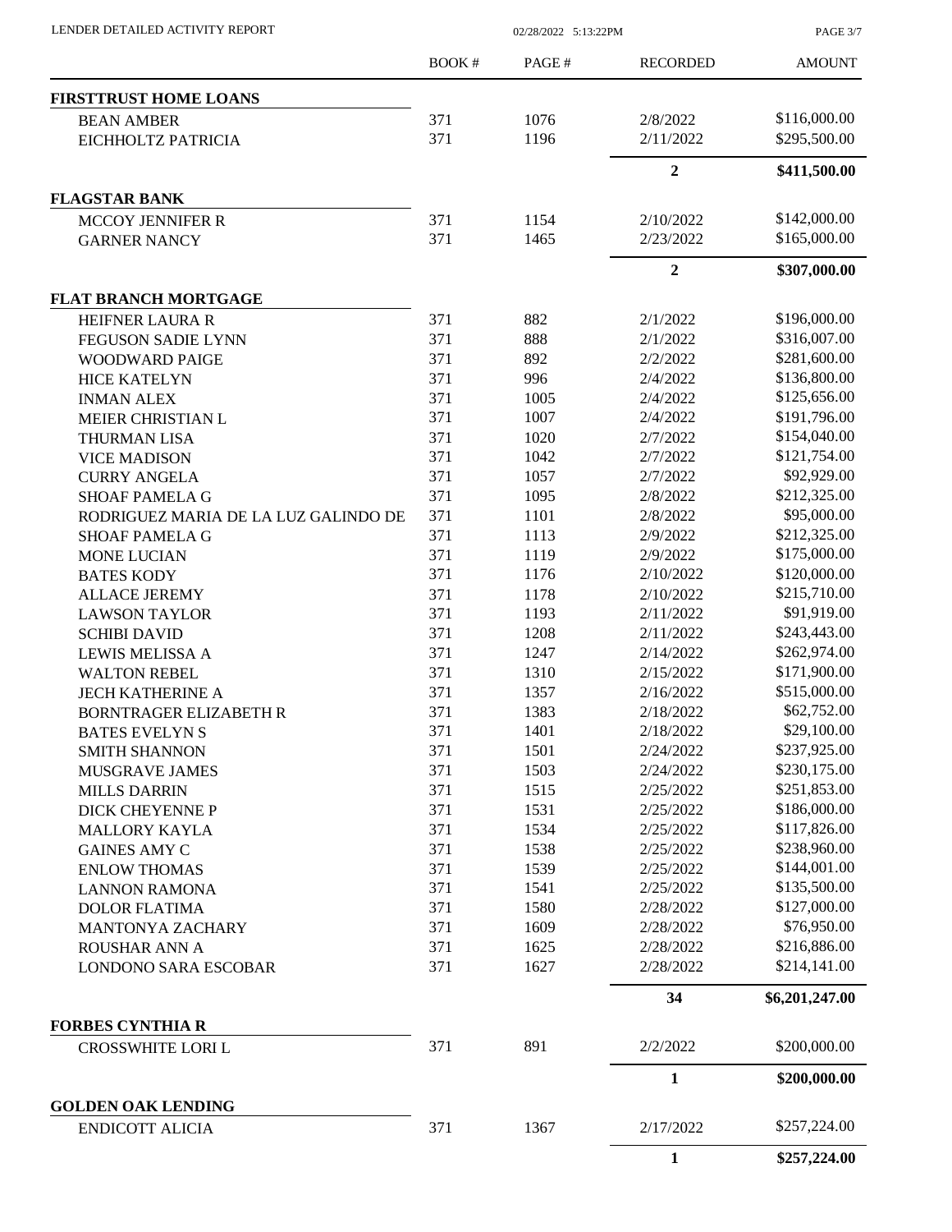LENDER DETAILED ACTIVITY REPORT 02/28/2022 5:13:22PM

| | BOOK # | PAGE # | RECORDED | AMOUNT |
|---|---|---|---|---|
| **FIRSTTRUST HOME LOANS** | | | | |
| BEAN AMBER | 371 | 1076 | 2/8/2022 | $116,000.00 |
| EICHHOLTZ PATRICIA | 371 | 1196 | 2/11/2022 | $295,500.00 |
| | | | **2** | **$411,500.00** |
| **FLAGSTAR BANK** | | | | |
| MCCOY JENNIFER R | 371 | 1154 | 2/10/2022 | $142,000.00 |
| GARNER NANCY | 371 | 1465 | 2/23/2022 | $165,000.00 |
| | | | **2** | **$307,000.00** |
| **FLAT BRANCH MORTGAGE** | | | | |
| HEIFNER LAURA R | 371 | 882 | 2/1/2022 | $196,000.00 |
| FEGUSON SADIE LYNN | 371 | 888 | 2/1/2022 | $316,007.00 |
| WOODWARD PAIGE | 371 | 892 | 2/2/2022 | $281,600.00 |
| HICE KATELYN | 371 | 996 | 2/4/2022 | $136,800.00 |
| INMAN ALEX | 371 | 1005 | 2/4/2022 | $125,656.00 |
| MEIER CHRISTIAN L | 371 | 1007 | 2/4/2022 | $191,796.00 |
| THURMAN LISA | 371 | 1020 | 2/7/2022 | $154,040.00 |
| VICE MADISON | 371 | 1042 | 2/7/2022 | $121,754.00 |
| CURRY ANGELA | 371 | 1057 | 2/7/2022 | $92,929.00 |
| SHOAF PAMELA G | 371 | 1095 | 2/8/2022 | $212,325.00 |
| RODRIGUEZ MARIA DE LA LUZ GALINDO DE | 371 | 1101 | 2/8/2022 | $95,000.00 |
| SHOAF PAMELA G | 371 | 1113 | 2/9/2022 | $212,325.00 |
| MONE LUCIAN | 371 | 1119 | 2/9/2022 | $175,000.00 |
| BATES KODY | 371 | 1176 | 2/10/2022 | $120,000.00 |
| ALLACE JEREMY | 371 | 1178 | 2/10/2022 | $215,710.00 |
| LAWSON TAYLOR | 371 | 1193 | 2/11/2022 | $91,919.00 |
| SCHIBI DAVID | 371 | 1208 | 2/11/2022 | $243,443.00 |
| LEWIS MELISSA A | 371 | 1247 | 2/14/2022 | $262,974.00 |
| WALTON REBEL | 371 | 1310 | 2/15/2022 | $171,900.00 |
| JECH KATHERINE A | 371 | 1357 | 2/16/2022 | $515,000.00 |
| BORNTRAGER ELIZABETH R | 371 | 1383 | 2/18/2022 | $62,752.00 |
| BATES EVELYN S | 371 | 1401 | 2/18/2022 | $29,100.00 |
| SMITH SHANNON | 371 | 1501 | 2/24/2022 | $237,925.00 |
| MUSGRAVE JAMES | 371 | 1503 | 2/24/2022 | $230,175.00 |
| MILLS DARRIN | 371 | 1515 | 2/25/2022 | $251,853.00 |
| DICK CHEYENNE P | 371 | 1531 | 2/25/2022 | $186,000.00 |
| MALLORY KAYLA | 371 | 1534 | 2/25/2022 | $117,826.00 |
| GAINES AMY C | 371 | 1538 | 2/25/2022 | $238,960.00 |
| ENLOW THOMAS | 371 | 1539 | 2/25/2022 | $144,001.00 |
| LANNON RAMONA | 371 | 1541 | 2/25/2022 | $135,500.00 |
| DOLOR FLATIMA | 371 | 1580 | 2/28/2022 | $127,000.00 |
| MANTONYA ZACHARY | 371 | 1609 | 2/28/2022 | $76,950.00 |
| ROUSHAR ANN A | 371 | 1625 | 2/28/2022 | $216,886.00 |
| LONDONO SARA ESCOBAR | 371 | 1627 | 2/28/2022 | $214,141.00 |
| | | | **34** | **$6,201,247.00** |
| **FORBES CYNTHIA R** | | | | |
| CROSSWHITE LORI L | 371 | 891 | 2/2/2022 | $200,000.00 |
| | | | **1** | **$200,000.00** |
| **GOLDEN OAK LENDING** | | | | |
| ENDICOTT ALICIA | 371 | 1367 | 2/17/2022 | $257,224.00 |
| | | | **1** | **$257,224.00** |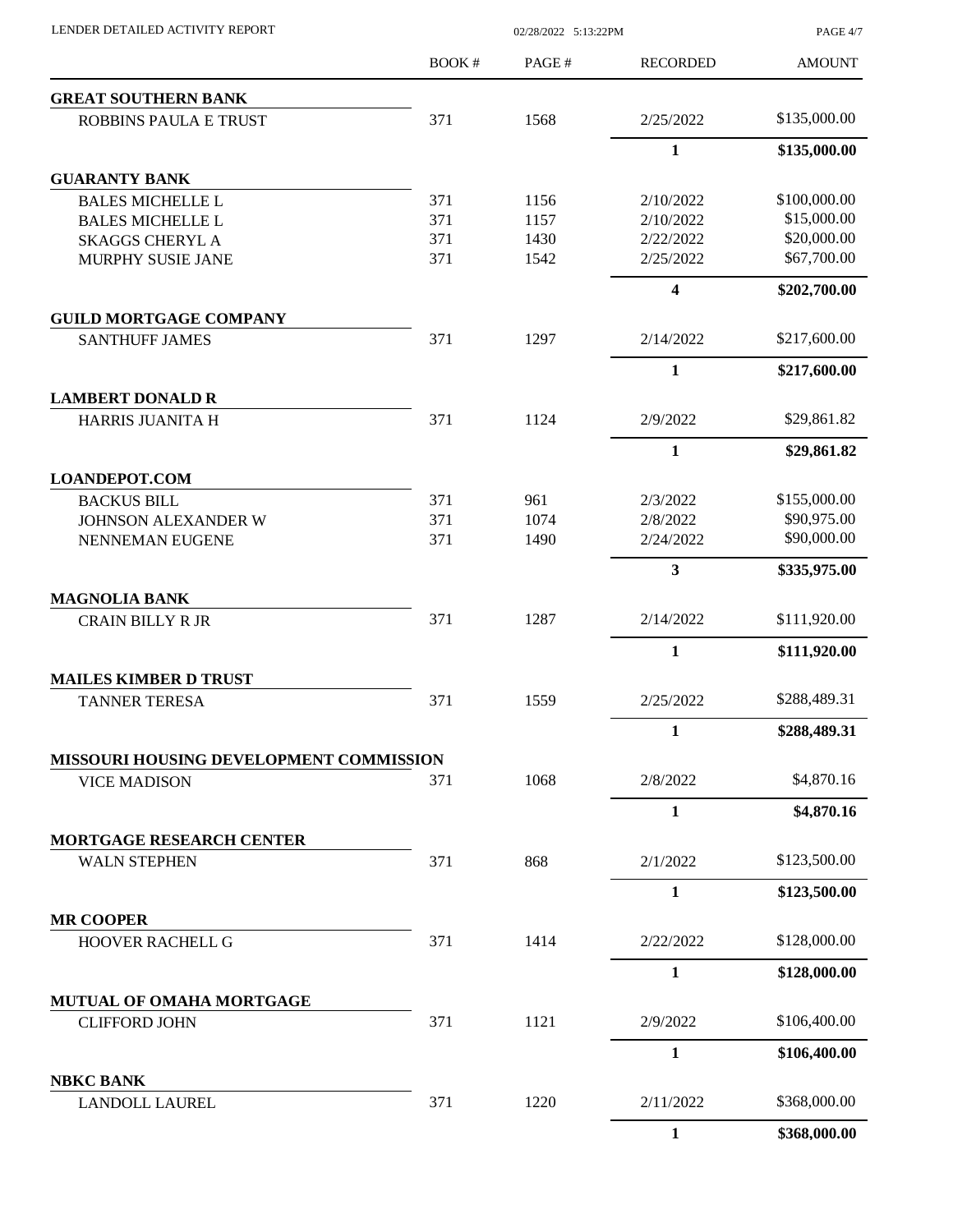| | BOOK # | PAGE # | RECORDED | AMOUNT |
|---|---|---|---|---|
| **GREAT SOUTHERN BANK** | | | | |
| ROBBINS PAULA E TRUST | 371 | 1568 | 2/25/2022 | $135,000.00 |
| | | | **1** | **$135,000.00** |
| **GUARANTY BANK** | | | | |
| BALES MICHELLE L | 371 | 1156 | 2/10/2022 | $100,000.00 |
| BALES MICHELLE L | 371 | 1157 | 2/10/2022 | $15,000.00 |
| SKAGGS CHERYL A | 371 | 1430 | 2/22/2022 | $20,000.00 |
| MURPHY SUSIE JANE | 371 | 1542 | 2/25/2022 | $67,700.00 |
| | | | **4** | **$202,700.00** |
| **GUILD MORTGAGE COMPANY** | | | | |
| SANTHUFF JAMES | 371 | 1297 | 2/14/2022 | $217,600.00 |
| | | | **1** | **$217,600.00** |
| **LAMBERT DONALD R** | | | | |
| HARRIS JUANITA H | 371 | 1124 | 2/9/2022 | $29,861.82 |
| | | | **1** | **$29,861.82** |
| **LOANDEPOT.COM** | | | | |
| BACKUS BILL | 371 | 961 | 2/3/2022 | $155,000.00 |
| JOHNSON ALEXANDER W | 371 | 1074 | 2/8/2022 | $90,975.00 |
| NENNEMAN EUGENE | 371 | 1490 | 2/24/2022 | $90,000.00 |
| | | | **3** | **$335,975.00** |
| **MAGNOLIA BANK** | | | | |
| CRAIN BILLY R JR | 371 | 1287 | 2/14/2022 | $111,920.00 |
| | | | **1** | **$111,920.00** |
| **MAILES KIMBER D TRUST** | | | | |
| TANNER TERESA | 371 | 1559 | 2/25/2022 | $288,489.31 |
| | | | **1** | **$288,489.31** |
| **MISSOURI HOUSING DEVELOPMENT COMMISSION** | | | | |
| VICE MADISON | 371 | 1068 | 2/8/2022 | $4,870.16 |
| | | | **1** | **$4,870.16** |
| **MORTGAGE RESEARCH CENTER** | | | | |
| WALN STEPHEN | 371 | 868 | 2/1/2022 | $123,500.00 |
| | | | **1** | **$123,500.00** |
| **MR COOPER** | | | | |
| HOOVER RACHELL G | 371 | 1414 | 2/22/2022 | $128,000.00 |
| | | | **1** | **$128,000.00** |
| **MUTUAL OF OMAHA MORTGAGE** | | | | |
| CLIFFORD JOHN | 371 | 1121 | 2/9/2022 | $106,400.00 |
| | | | **1** | **$106,400.00** |
| **NBKC BANK** | | | | |
| LANDOLL LAUREL | 371 | 1220 | 2/11/2022 | $368,000.00 |
| | | | **1** | **$368,000.00** |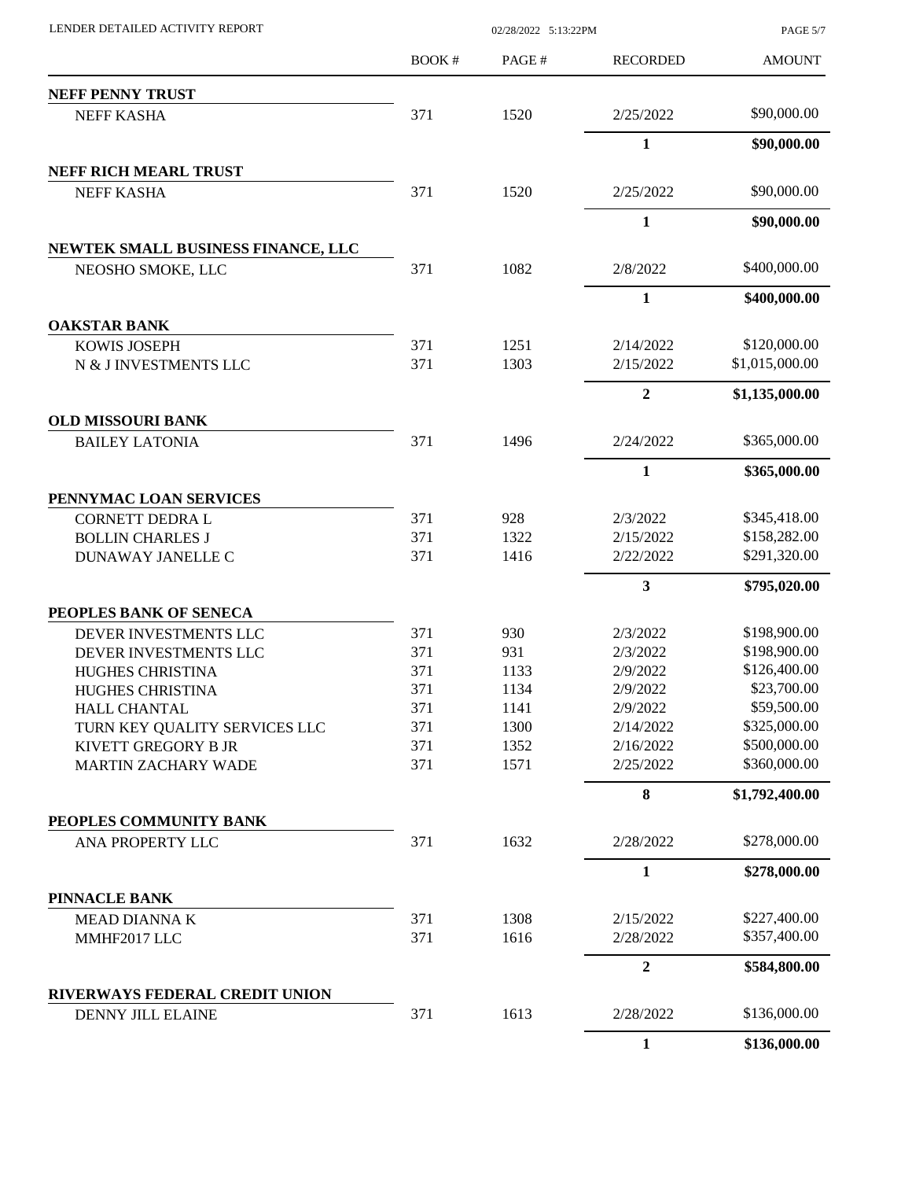**LENDER DETAILED ACTIVITY REPORT** 02/28/2022 5:13:22PM

| | BOOK # | PAGE # | RECORDED | AMOUNT |
|---|---|---|---|---|
| **NEFF PENNY TRUST** | | | | |
| NEFF KASHA | 371 | 1520 | 2/25/2022 | $90,000.00 |
| | | | **1** | **$90,000.00** |
| **NEFF RICH MEARL TRUST** | | | | |
| NEFF KASHA | 371 | 1520 | 2/25/2022 | $90,000.00 |
| | | | **1** | **$90,000.00** |
| **NEWTEK SMALL BUSINESS FINANCE, LLC** | | | | |
| NEOSHO SMOKE, LLC | 371 | 1082 | 2/8/2022 | $400,000.00 |
| | | | **1** | **$400,000.00** |
| **OAKSTAR BANK** | | | | |
| KOWIS JOSEPH | 371 | 1251 | 2/14/2022 | $120,000.00 |
| N & J INVESTMENTS LLC | 371 | 1303 | 2/15/2022 | $1,015,000.00 |
| | | | **2** | **$1,135,000.00** |
| **OLD MISSOURI BANK** | | | | |
| BAILEY LATONIA | 371 | 1496 | 2/24/2022 | $365,000.00 |
| | | | **1** | **$365,000.00** |
| **PENNYMAC LOAN SERVICES** | | | | |
| CORNETT DEDRA L | 371 | 928 | 2/3/2022 | $345,418.00 |
| BOLLIN CHARLES J | 371 | 1322 | 2/15/2022 | $158,282.00 |
| DUNAWAY JANELLE C | 371 | 1416 | 2/22/2022 | $291,320.00 |
| | | | **3** | **$795,020.00** |
| **PEOPLES BANK OF SENECA** | | | | |
| DEVER INVESTMENTS LLC | 371 | 930 | 2/3/2022 | $198,900.00 |
| DEVER INVESTMENTS LLC | 371 | 931 | 2/3/2022 | $198,900.00 |
| HUGHES CHRISTINA | 371 | 1133 | 2/9/2022 | $126,400.00 |
| HUGHES CHRISTINA | 371 | 1134 | 2/9/2022 | $23,700.00 |
| HALL CHANTAL | 371 | 1141 | 2/9/2022 | $59,500.00 |
| TURN KEY QUALITY SERVICES LLC | 371 | 1300 | 2/14/2022 | $325,000.00 |
| KIVETT GREGORY B JR | 371 | 1352 | 2/16/2022 | $500,000.00 |
| MARTIN ZACHARY WADE | 371 | 1571 | 2/25/2022 | $360,000.00 |
| | | | **8** | **$1,792,400.00** |
| **PEOPLES COMMUNITY BANK** | | | | |
| ANA PROPERTY LLC | 371 | 1632 | 2/28/2022 | $278,000.00 |
| | | | **1** | **$278,000.00** |
| **PINNACLE BANK** | | | | |
| MEAD DIANNA K | 371 | 1308 | 2/15/2022 | $227,400.00 |
| MMHF2017 LLC | 371 | 1616 | 2/28/2022 | $357,400.00 |
| | | | **2** | **$584,800.00** |
| **RIVERWAYS FEDERAL CREDIT UNION** | | | | |
| DENNY JILL ELAINE | 371 | 1613 | 2/28/2022 | $136,000.00 |
| | | | **1** | **$136,000.00** |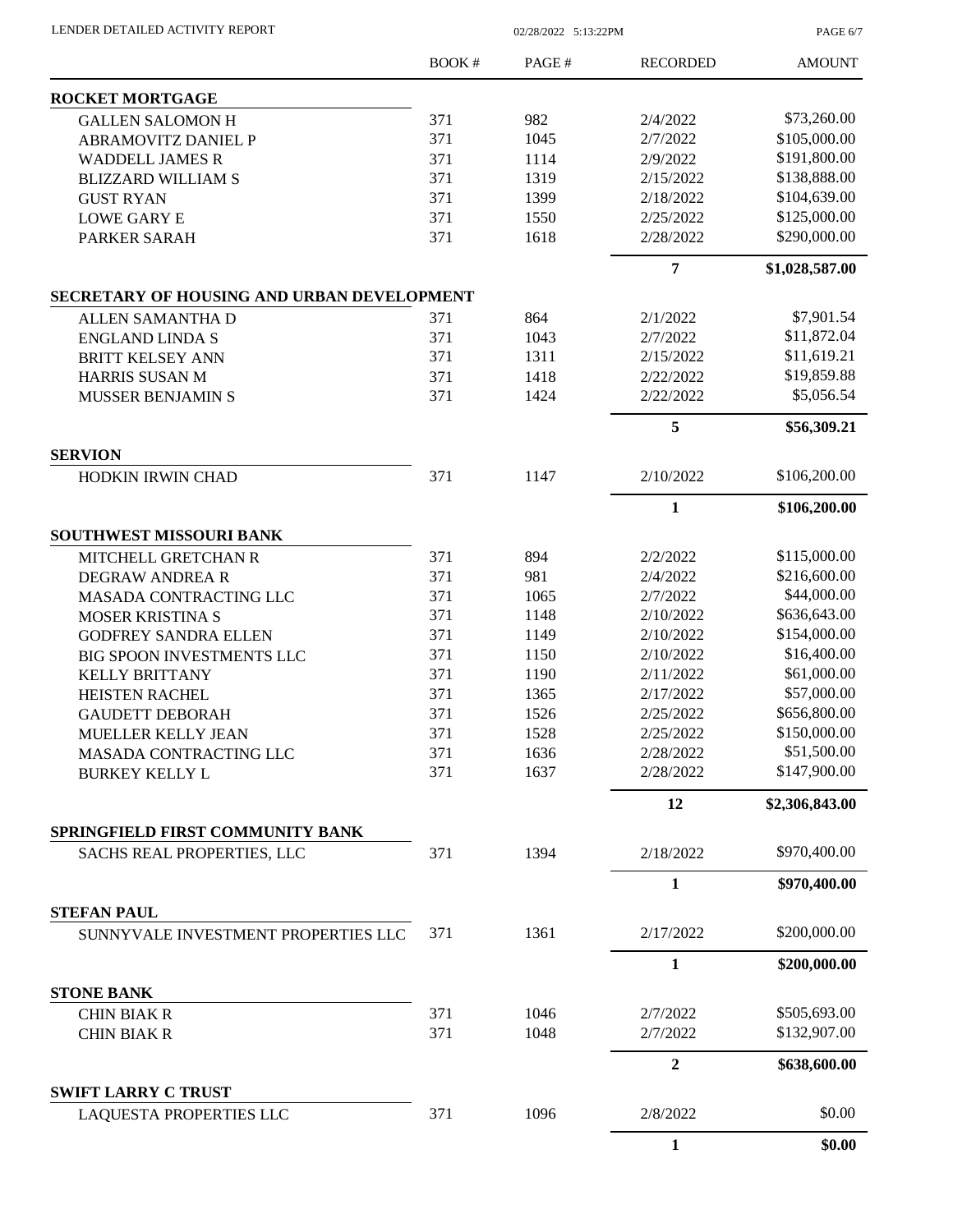| | BOOK # | PAGE # | RECORDED | AMOUNT |
|---|---|---|---|---|
| **ROCKET MORTGAGE** | | | | |
| GALLEN SALOMON H | 371 | 982 | 2/4/2022 | $73,260.00 |
| ABRAMOVITZ DANIEL P | 371 | 1045 | 2/7/2022 | $105,000.00 |
| WADDELL JAMES R | 371 | 1114 | 2/9/2022 | $191,800.00 |
| BLIZZARD WILLIAM S | 371 | 1319 | 2/15/2022 | $138,888.00 |
| GUST RYAN | 371 | 1399 | 2/18/2022 | $104,639.00 |
| LOWE GARY E | 371 | 1550 | 2/25/2022 | $125,000.00 |
| PARKER SARAH | 371 | 1618 | 2/28/2022 | $290,000.00 |
| | | | **7** | **$1,028,587.00** |
| **SECRETARY OF HOUSING AND URBAN DEVELOPMENT** | | | | |
| ALLEN SAMANTHA D | 371 | 864 | 2/1/2022 | $7,901.54 |
| ENGLAND LINDA S | 371 | 1043 | 2/7/2022 | $11,872.04 |
| BRITT KELSEY ANN | 371 | 1311 | 2/15/2022 | $11,619.21 |
| HARRIS SUSAN M | 371 | 1418 | 2/22/2022 | $19,859.88 |
| MUSSER BENJAMIN S | 371 | 1424 | 2/22/2022 | $5,056.54 |
| | | | **5** | **$56,309.21** |
| **SERVION** | | | | |
| HODKIN IRWIN CHAD | 371 | 1147 | 2/10/2022 | $106,200.00 |
| | | | **1** | **$106,200.00** |
| **SOUTHWEST MISSOURI BANK** | | | | |
| MITCHELL GRETCHAN R | 371 | 894 | 2/2/2022 | $115,000.00 |
| DEGRAW ANDREA R | 371 | 981 | 2/4/2022 | $216,600.00 |
| MASADA CONTRACTING LLC | 371 | 1065 | 2/7/2022 | $44,000.00 |
| MOSER KRISTINA S | 371 | 1148 | 2/10/2022 | $636,643.00 |
| GODFREY SANDRA ELLEN | 371 | 1149 | 2/10/2022 | $154,000.00 |
| BIG SPOON INVESTMENTS LLC | 371 | 1150 | 2/10/2022 | $16,400.00 |
| KELLY BRITTANY | 371 | 1190 | 2/11/2022 | $61,000.00 |
| HEISTEN RACHEL | 371 | 1365 | 2/17/2022 | $57,000.00 |
| GAUDETT DEBORAH | 371 | 1526 | 2/25/2022 | $656,800.00 |
| MUELLER KELLY JEAN | 371 | 1528 | 2/25/2022 | $150,000.00 |
| MASADA CONTRACTING LLC | 371 | 1636 | 2/28/2022 | $51,500.00 |
| BURKEY KELLY L | 371 | 1637 | 2/28/2022 | $147,900.00 |
| | | | **12** | **$2,306,843.00** |
| **SPRINGFIELD FIRST COMMUNITY BANK** | | | | |
| SACHS REAL PROPERTIES, LLC | 371 | 1394 | 2/18/2022 | $970,400.00 |
| | | | **1** | **$970,400.00** |
| **STEFAN PAUL** | | | | |
| SUNNYVALE INVESTMENT PROPERTIES LLC | 371 | 1361 | 2/17/2022 | $200,000.00 |
| | | | **1** | **$200,000.00** |
| **STONE BANK** | | | | |
| CHIN BIAK R | 371 | 1046 | 2/7/2022 | $505,693.00 |
| CHIN BIAK R | 371 | 1048 | 2/7/2022 | $132,907.00 |
| | | | **2** | **$638,600.00** |
| **SWIFT LARRY C TRUST** | | | | |
| LAQUESTA PROPERTIES LLC | 371 | 1096 | 2/8/2022 | $0.00 |
| | | | **1** | **$0.00** |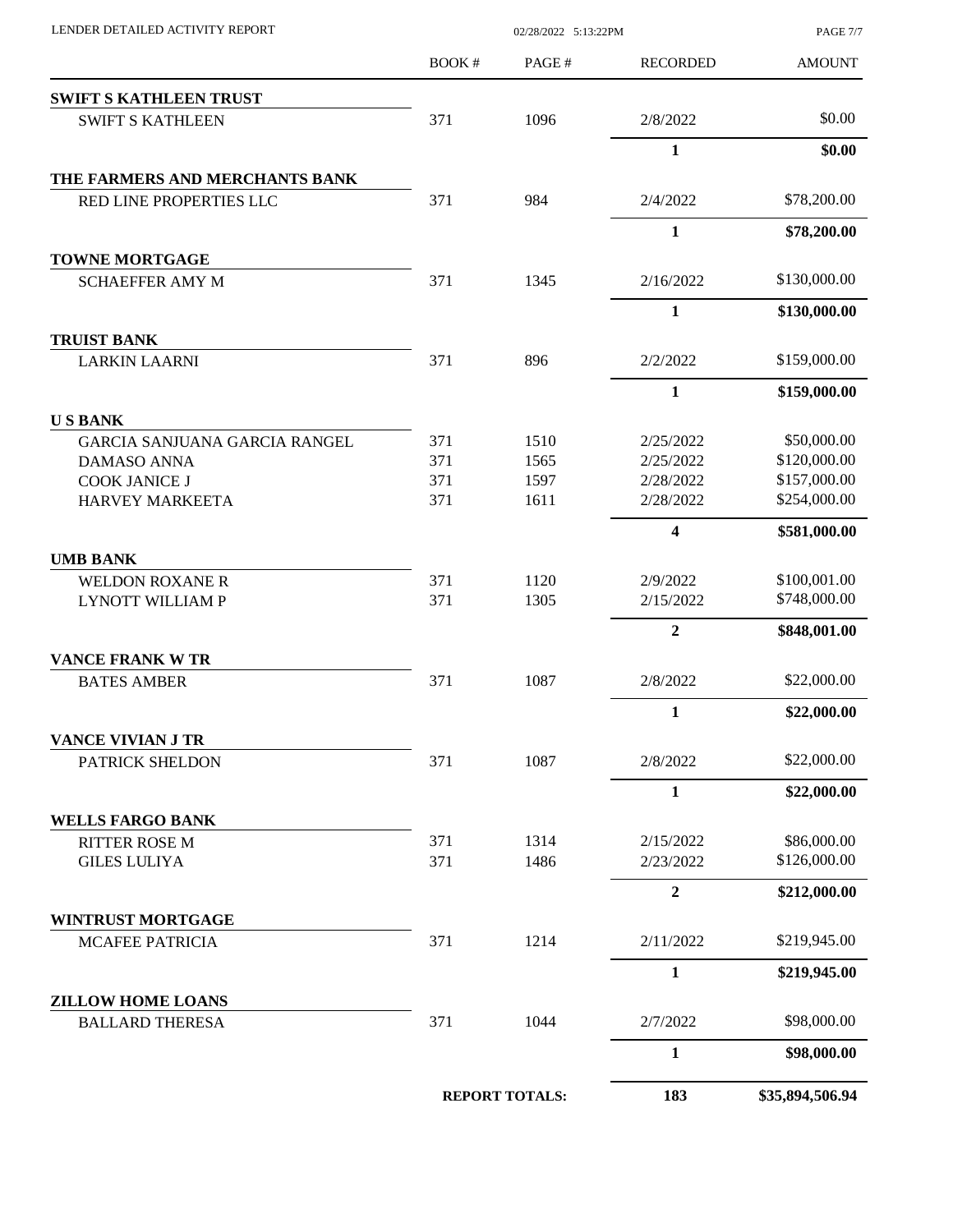LENDER DETAILED ACTIVITY REPORT

| | BOOK # | PAGE # | RECORDED | AMOUNT |
|---|---|---|---|---|
| **SWIFT S KATHLEEN TRUST** | | | | |
| SWIFT S KATHLEEN | 371 | 1096 | 2/8/2022 | $0.00 |
| | | | **1** | **$0.00** |
| **THE FARMERS AND MERCHANTS BANK** | | | | |
| RED LINE PROPERTIES LLC | 371 | 984 | 2/4/2022 | $78,200.00 |
| | | | **1** | **$78,200.00** |
| **TOWNE MORTGAGE** | | | | |
| SCHAEFFER AMY M | 371 | 1345 | 2/16/2022 | $130,000.00 |
| | | | **1** | **$130,000.00** |
| **TRUIST BANK** | | | | |
| LARKIN LAARNI | 371 | 896 | 2/2/2022 | $159,000.00 |
| | | | **1** | **$159,000.00** |
| **U S BANK** | | | | |
| GARCIA SANJUANA GARCIA RANGEL | 371 | 1510 | 2/25/2022 | $50,000.00 |
| DAMASO ANNA | 371 | 1565 | 2/25/2022 | $120,000.00 |
| COOK JANICE J | 371 | 1597 | 2/28/2022 | $157,000.00 |
| HARVEY MARKEETA | 371 | 1611 | 2/28/2022 | $254,000.00 |
| | | | **4** | **$581,000.00** |
| **UMB BANK** | | | | |
| WELDON ROXANE R | 371 | 1120 | 2/9/2022 | $100,001.00 |
| LYNOTT WILLIAM P | 371 | 1305 | 2/15/2022 | $748,000.00 |
| | | | **2** | **$848,001.00** |
| **VANCE FRANK W TR** | | | | |
| BATES AMBER | 371 | 1087 | 2/8/2022 | $22,000.00 |
| | | | **1** | **$22,000.00** |
| **VANCE VIVIAN J TR** | | | | |
| PATRICK SHELDON | 371 | 1087 | 2/8/2022 | $22,000.00 |
| | | | **1** | **$22,000.00** |
| **WELLS FARGO BANK** | | | | |
| RITTER ROSE M | 371 | 1314 | 2/15/2022 | $86,000.00 |
| GILES LULIYA | 371 | 1486 | 2/23/2022 | $126,000.00 |
| | | | **2** | **$212,000.00** |
| **WINTRUST MORTGAGE** | | | | |
| MCAFEE PATRICIA | 371 | 1214 | 2/11/2022 | $219,945.00 |
| | | | **1** | **$219,945.00** |
| **ZILLOW HOME LOANS** | | | | |
| BALLARD THERESA | 371 | 1044 | 2/7/2022 | $98,000.00 |
| | | | **1** | **$98,000.00** |
| | **REPORT TOTALS:** | | **183** | **$35,894,506.94** |